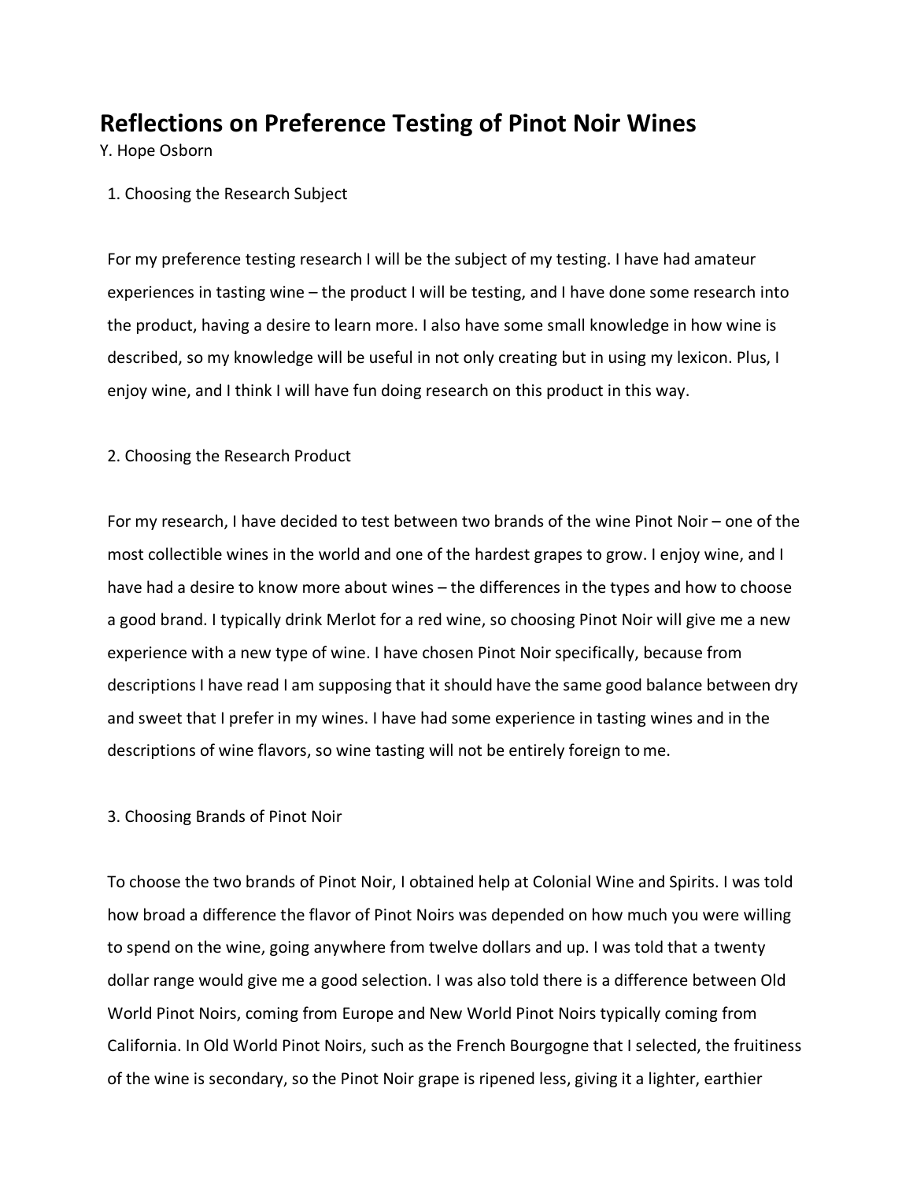# Reflections on Preference Testing of Pinot Noir Wines

Y. Hope Osborn

## 1. Choosing the Research Subject

For my preference testing research I will be the subject of my testing. I have had amateur experiences in tasting wine – the product I will be testing, and I have done some research into the product, having a desire to learn more. I also have some small knowledge in how wine is described, so my knowledge will be useful in not only creating but in using my lexicon. Plus, I enjoy wine, and I think I will have fun doing research on this product in this way.

## 2. Choosing the Research Product

For my research, I have decided to test between two brands of the wine Pinot Noir – one of the most collectible wines in the world and one of the hardest grapes to grow. I enjoy wine, and I have had a desire to know more about wines – the differences in the types and how to choose a good brand. I typically drink Merlot for a red wine, so choosing Pinot Noir will give me a new experience with a new type of wine. I have chosen Pinot Noir specifically, because from descriptions I have read I am supposing that it should have the same good balance between dry and sweet that I prefer in my wines. I have had some experience in tasting wines and in the descriptions of wine flavors, so wine tasting will not be entirely foreign to me.

## 3. Choosing Brands of Pinot Noir

To choose the two brands of Pinot Noir, I obtained help at Colonial Wine and Spirits. I was told how broad a difference the flavor of Pinot Noirs was depended on how much you were willing to spend on the wine, going anywhere from twelve dollars and up. I was told that a twenty dollar range would give me a good selection. I was also told there is a difference between Old World Pinot Noirs, coming from Europe and New World Pinot Noirs typically coming from California. In Old World Pinot Noirs, such as the French Bourgogne that I selected, the fruitiness of the wine is secondary, so the Pinot Noir grape is ripened less, giving it a lighter, earthier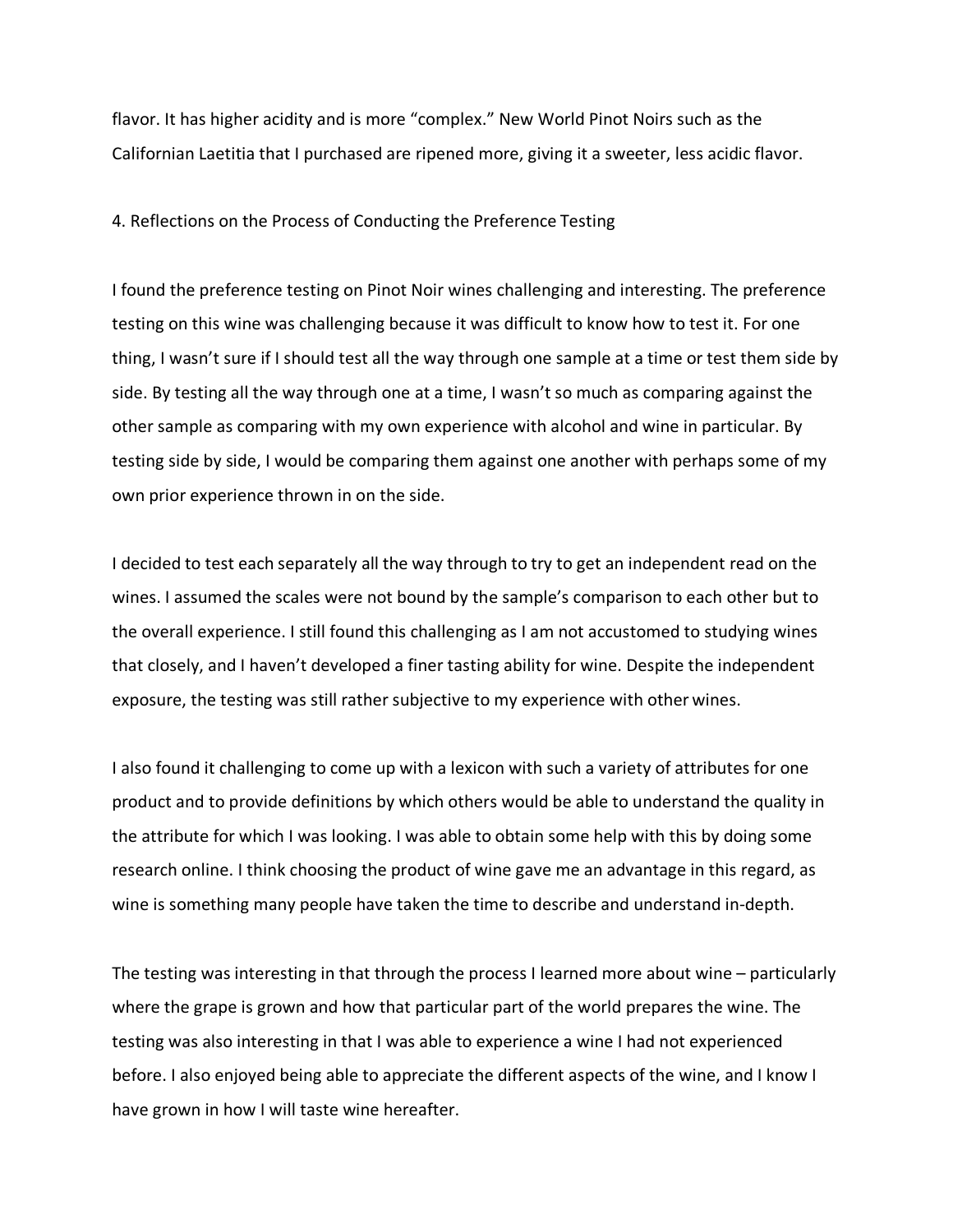flavor. It has higher acidity and is more "complex." New World Pinot Noirs such as the Californian Laetitia that I purchased are ripened more, giving it a sweeter, less acidic flavor.

## 4. Reflections on the Process of Conducting the Preference Testing

I found the preference testing on Pinot Noir wines challenging and interesting. The preference testing on this wine was challenging because it was difficult to know how to test it. For one thing, I wasn't sure if I should test all the way through one sample at a time or test them side by side. By testing all the way through one at a time, I wasn't so much as comparing against the other sample as comparing with my own experience with alcohol and wine in particular. By testing side by side, I would be comparing them against one another with perhaps some of my own prior experience thrown in on the side.

I decided to test each separately all the way through to try to get an independent read on the wines. I assumed the scales were not bound by the sample's comparison to each other but to the overall experience. I still found this challenging as I am not accustomed to studying wines that closely, and I haven't developed a finer tasting ability for wine. Despite the independent exposure, the testing was still rather subjective to my experience with other wines.

I also found it challenging to come up with a lexicon with such a variety of attributes for one product and to provide definitions by which others would be able to understand the quality in the attribute for which I was looking. I was able to obtain some help with this by doing some research online. I think choosing the product of wine gave me an advantage in this regard, as wine is something many people have taken the time to describe and understand in-depth.

The testing was interesting in that through the process I learned more about wine – particularly where the grape is grown and how that particular part of the world prepares the wine. The testing was also interesting in that I was able to experience a wine I had not experienced before. I also enjoyed being able to appreciate the different aspects of the wine, and I know I have grown in how I will taste wine hereafter.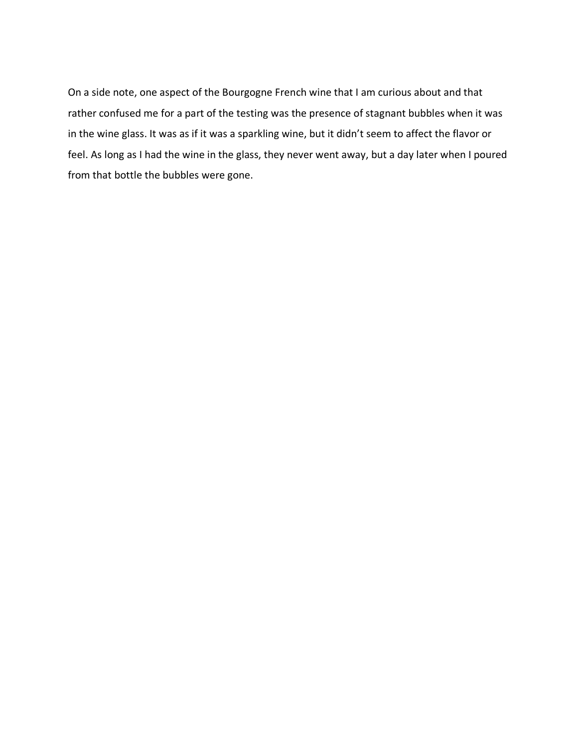On a side note, one aspect of the Bourgogne French wine that I am curious about and that rather confused me for a part of the testing was the presence of stagnant bubbles when it was in the wine glass. It was as if it was a sparkling wine, but it didn't seem to affect the flavor or feel. As long as I had the wine in the glass, they never went away, but a day later when I poured from that bottle the bubbles were gone.